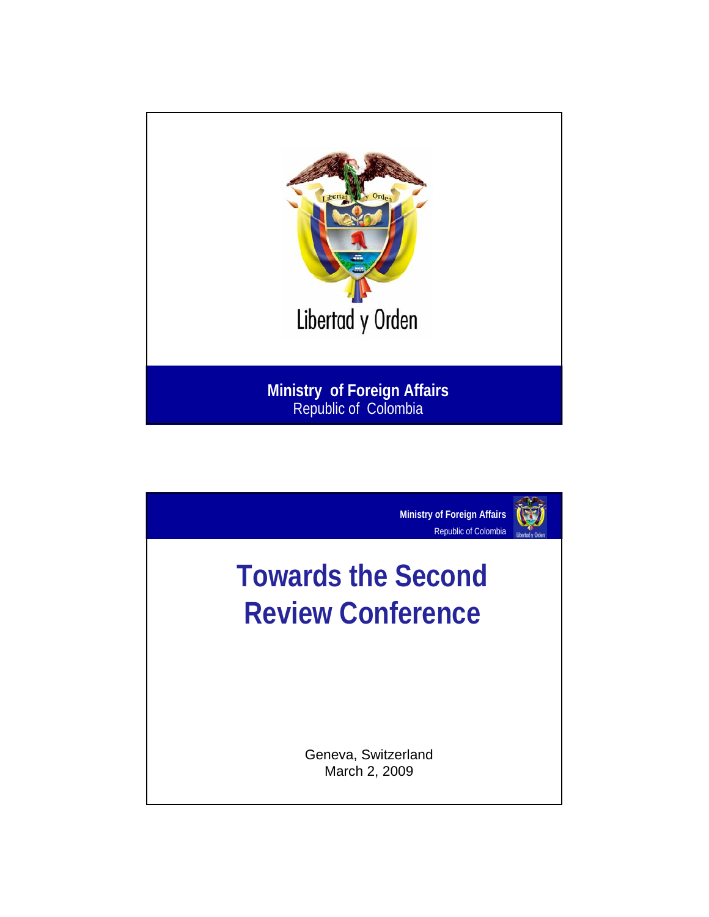Libertad y Orden

**Ministry of Foreign Affairs**
Republic of Colombia

---

**Ministry of Foreign Affairs**
Republic of Colombia

# Towards the Second Review Conference

Geneva, Switzerland
March 2, 2009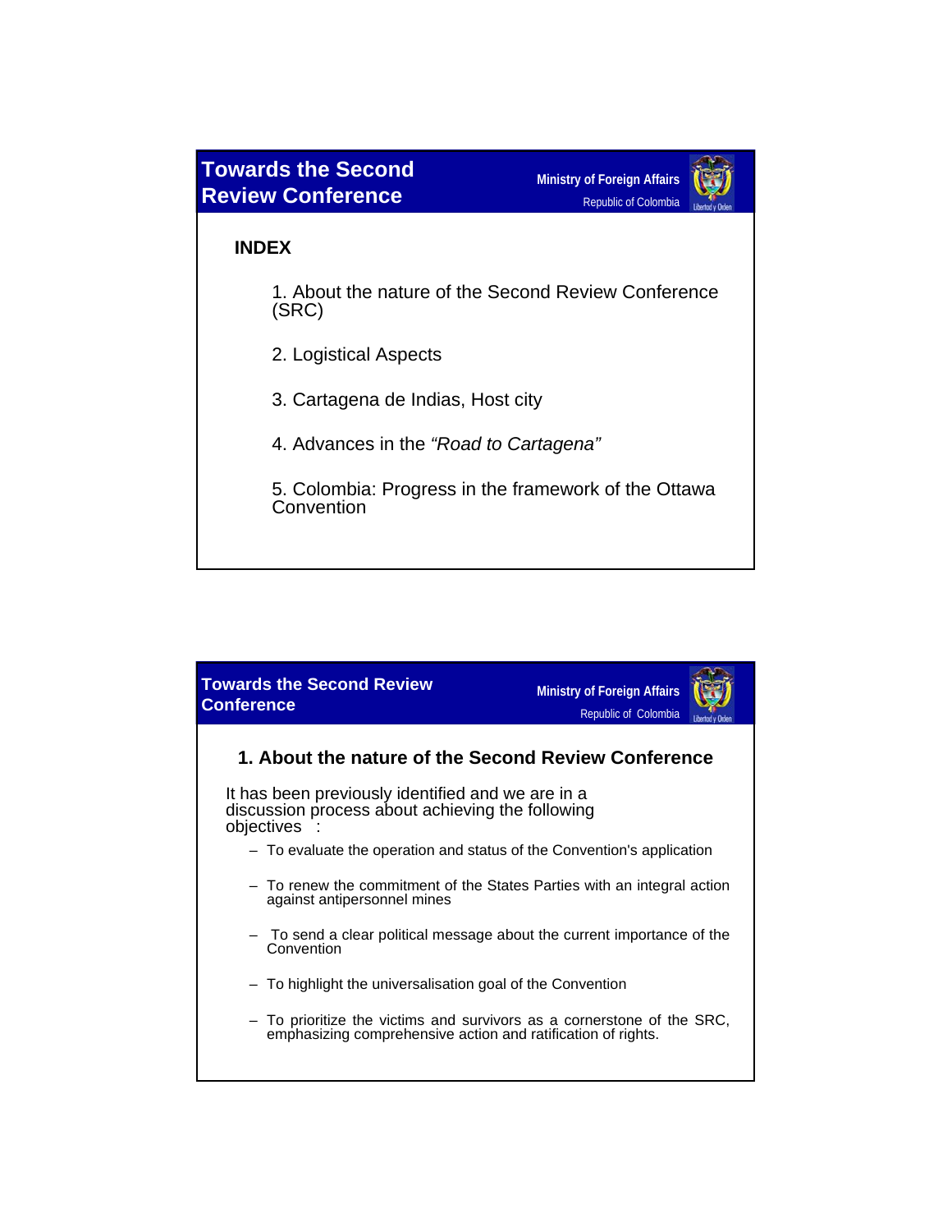## Towards the Second Review Conference

Ministry of Foreign Affairs
Republic of Colombia

**INDEX**

1. About the nature of the Second Review Conference (SRC)

2. Logistical Aspects

3. Cartagena de Indias, Host city

4. Advances in the *"Road to Cartagena"*

5. Colombia: Progress in the framework of the Ottawa Convention

## Towards the Second Review Conference

Ministry of Foreign Affairs
Republic of Colombia

### 1. About the nature of the Second Review Conference

It has been previously identified and we are in a discussion process about achieving the following objectives :

- To evaluate the operation and status of the Convention's application
- To renew the commitment of the States Parties with an integral action against antipersonnel mines
- To send a clear political message about the current importance of the Convention
- To highlight the universalisation goal of the Convention
- To prioritize the victims and survivors as a cornerstone of the SRC, emphasizing comprehensive action and ratification of rights.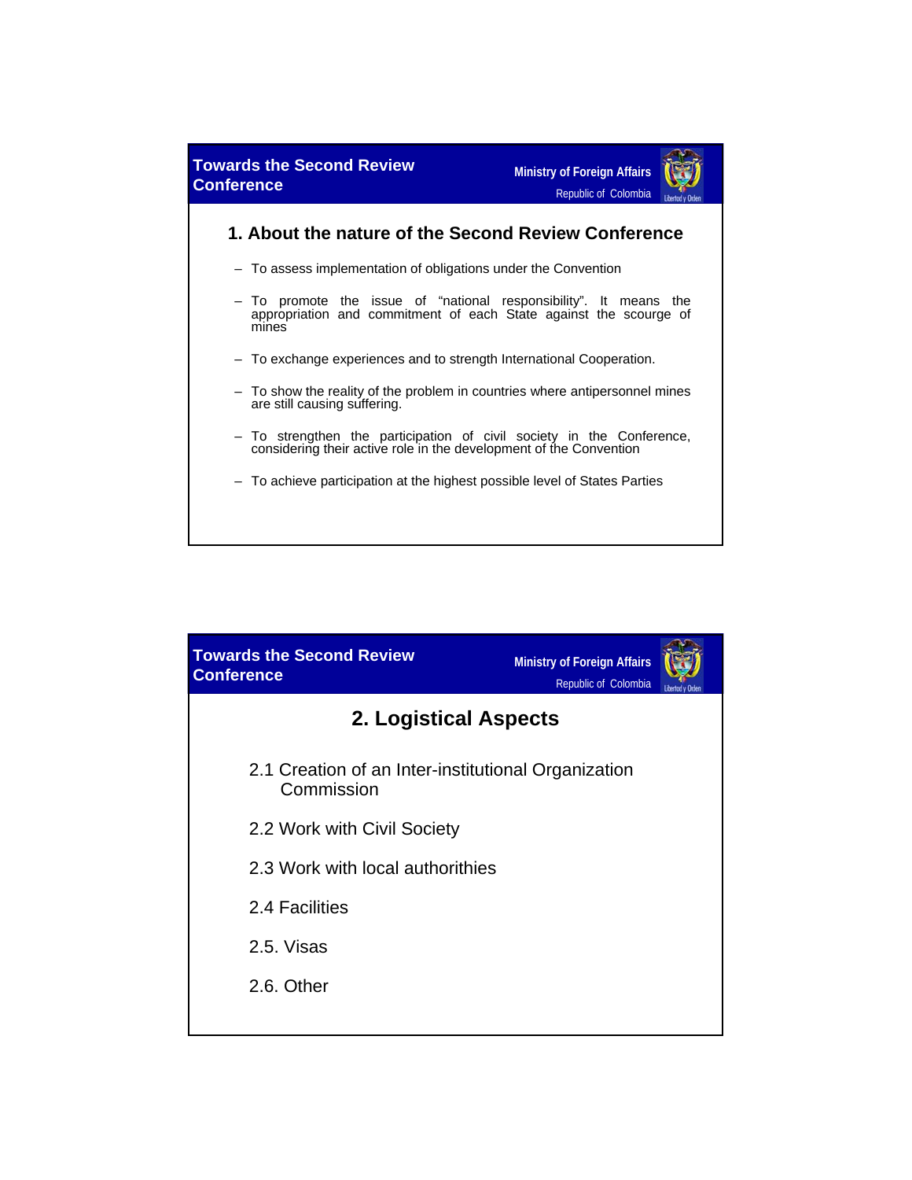## Towards the Second Review Conference

Ministry of Foreign Affairs
Republic of Colombia

### 1. About the nature of the Second Review Conference

- To assess implementation of obligations under the Convention
- To promote the issue of "national responsibility". It means the appropriation and commitment of each State against the scourge of mines
- To exchange experiences and to strength International Cooperation.
- To show the reality of the problem in countries where antipersonnel mines are still causing suffering.
- To strengthen the participation of civil society in the Conference, considering their active role in the development of the Convention
- To achieve participation at the highest possible level of States Parties

## Towards the Second Review Conference

Ministry of Foreign Affairs
Republic of Colombia

### 2. Logistical Aspects

2.1 Creation of an Inter-institutional Organization Commission

2.2 Work with Civil Society

2.3 Work with local authorithies

2.4 Facilities

2.5. Visas

2.6. Other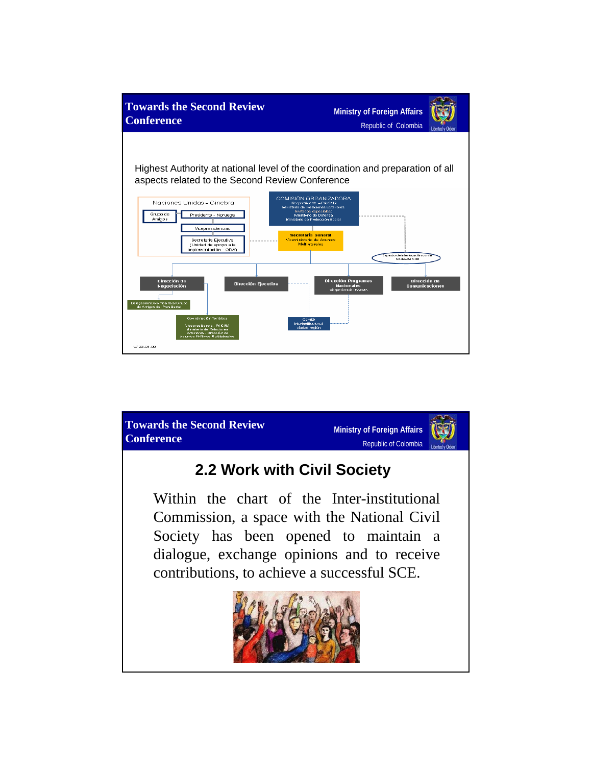## Towards the Second Review Conference

Ministry of Foreign Affairs
Republic of Colombia

Highest Authority at national level of the coordination and preparation of all aspects related to the Second Review Conference

Naciones Unidas - Ginebra

- Grupo de Amigos
- Presidente - Noruega
- Vicepresidencias
- Secretaría Ejecutiva (Unidad de apoyo a la implementación - ODA)

COMISIÓN ORGANIZADORA
Vicepresidente – PAICMA
Ministerio de Relaciones Exteriores
Invitados especiales:
Ministerio de Defensa
Ministerio de Protección Social

Secretaría General
Viceministerio de Asuntos Multilaterales

Espacio de interlocución con la Sociedad Civil

- Dirección de Negociación
- Dirección Ejecutiva
- Dirección Programas Nacionales – Vicepresidencia PAICMA
- Dirección de Comunicaciones

Delegación Colombiana al Grupo de Amigos del Presidente

Coordinación Temática
Vicepresidencia – PAICMA
Ministerio de Relaciones Exteriores – Dirección de Asuntos Políticos Multilaterales

Comité Interinstitucional ciudad-región

V/ 23.01.09

## Towards the Second Review Conference

Ministry of Foreign Affairs
Republic of Colombia

# 2.2 Work with Civil Society

Within the chart of the Inter-institutional Commission, a space with the National Civil Society has been opened to maintain a dialogue, exchange opinions and to receive contributions, to achieve a successful SCE.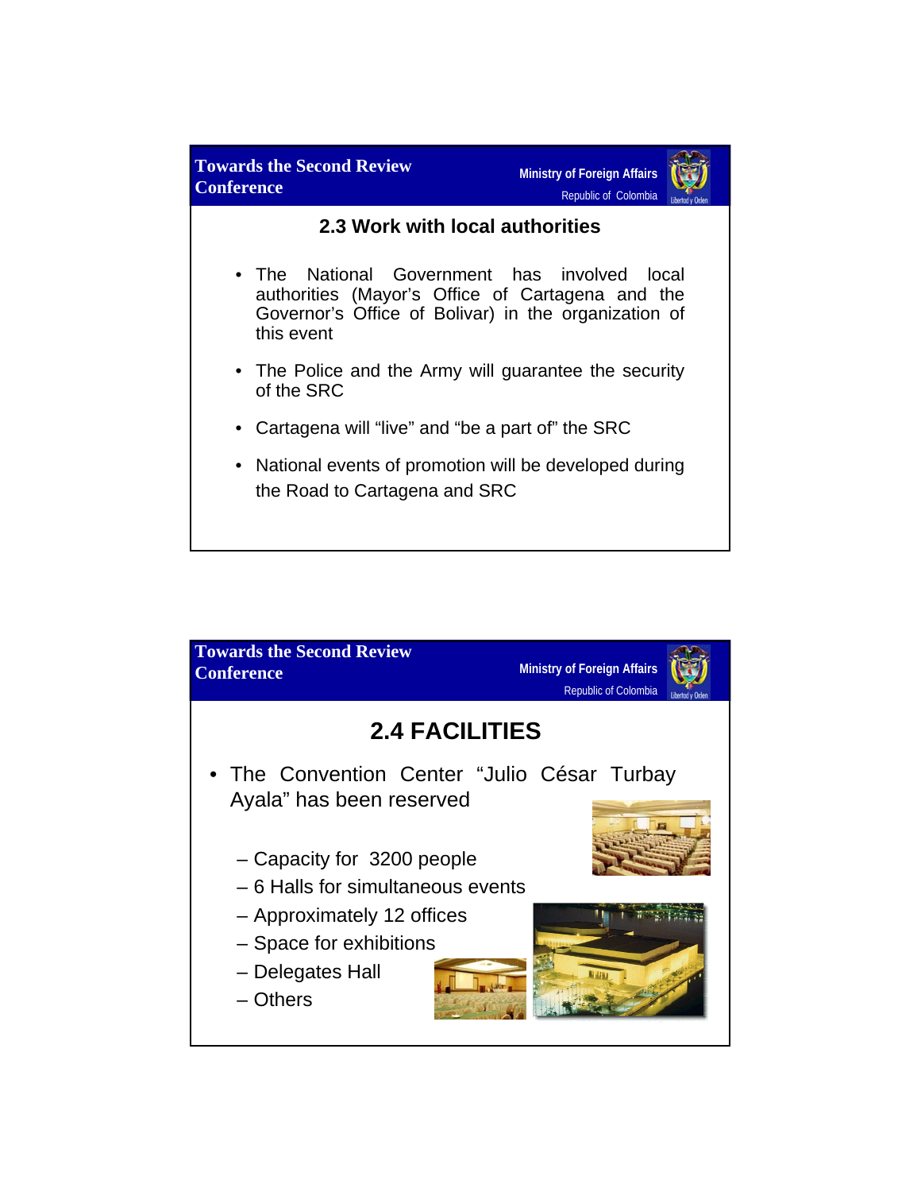## 2.3 Work with local authorities

- The National Government has involved local authorities (Mayor's Office of Cartagena and the Governor's Office of Bolivar) in the organization of this event
- The Police and the Army will guarantee the security of the SRC
- Cartagena will "live" and "be a part of" the SRC
- National events of promotion will be developed during the Road to Cartagena and SRC

## 2.4 FACILITIES

- The Convention Center "Julio César Turbay Ayala" has been reserved
  - Capacity for 3200 people
  - 6 Halls for simultaneous events
  - Approximately 12 offices
  - Space for exhibitions
  - Delegates Hall
  - Others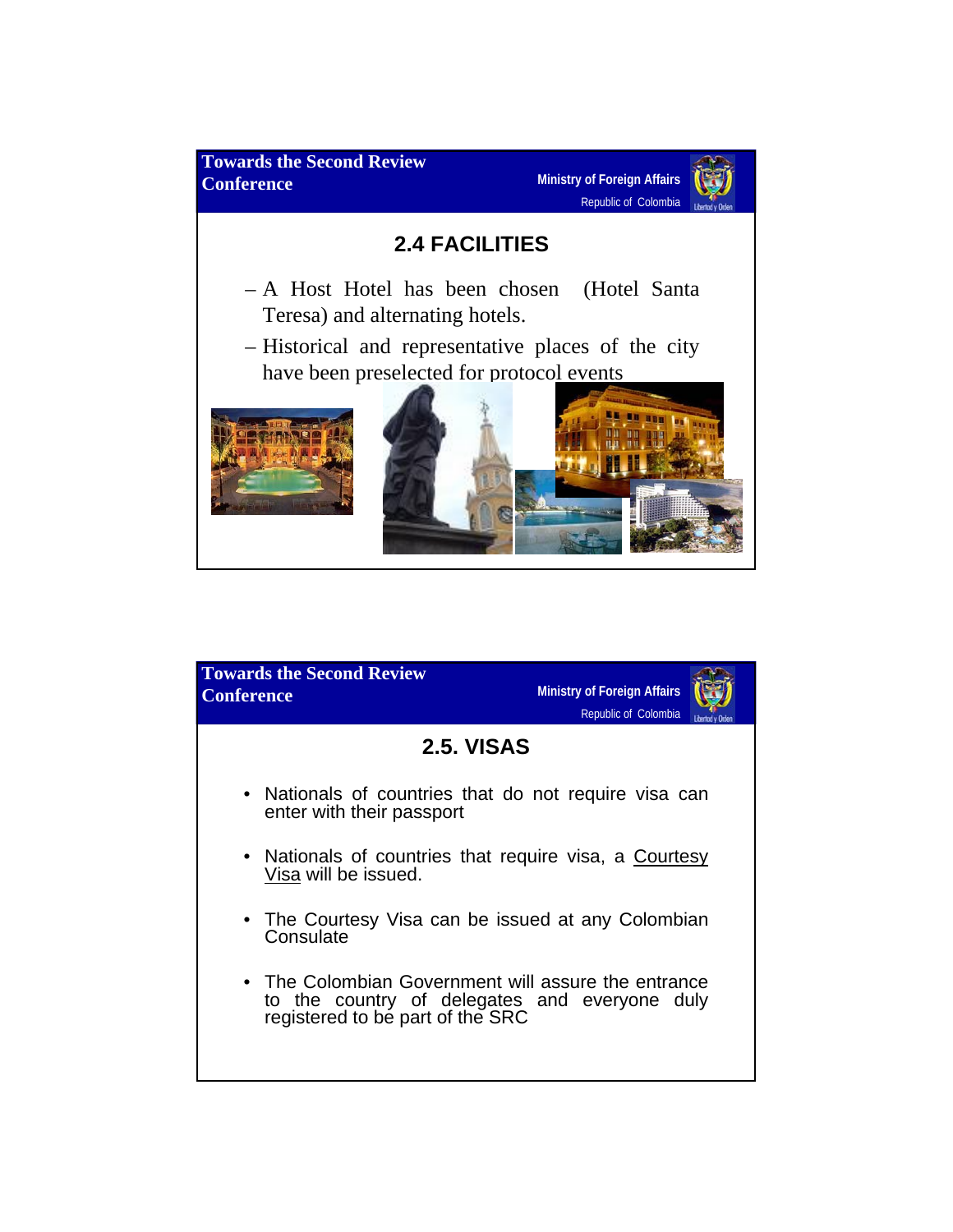## 2.4 FACILITIES

- A Host Hotel has been chosen (Hotel Santa Teresa) and alternating hotels.
- Historical and representative places of the city have been preselected for protocol events

## 2.5. VISAS

- Nationals of countries that do not require visa can enter with their passport
- Nationals of countries that require visa, a Courtesy Visa will be issued.
- The Courtesy Visa can be issued at any Colombian Consulate
- The Colombian Government will assure the entrance to the country of delegates and everyone duly registered to be part of the SRC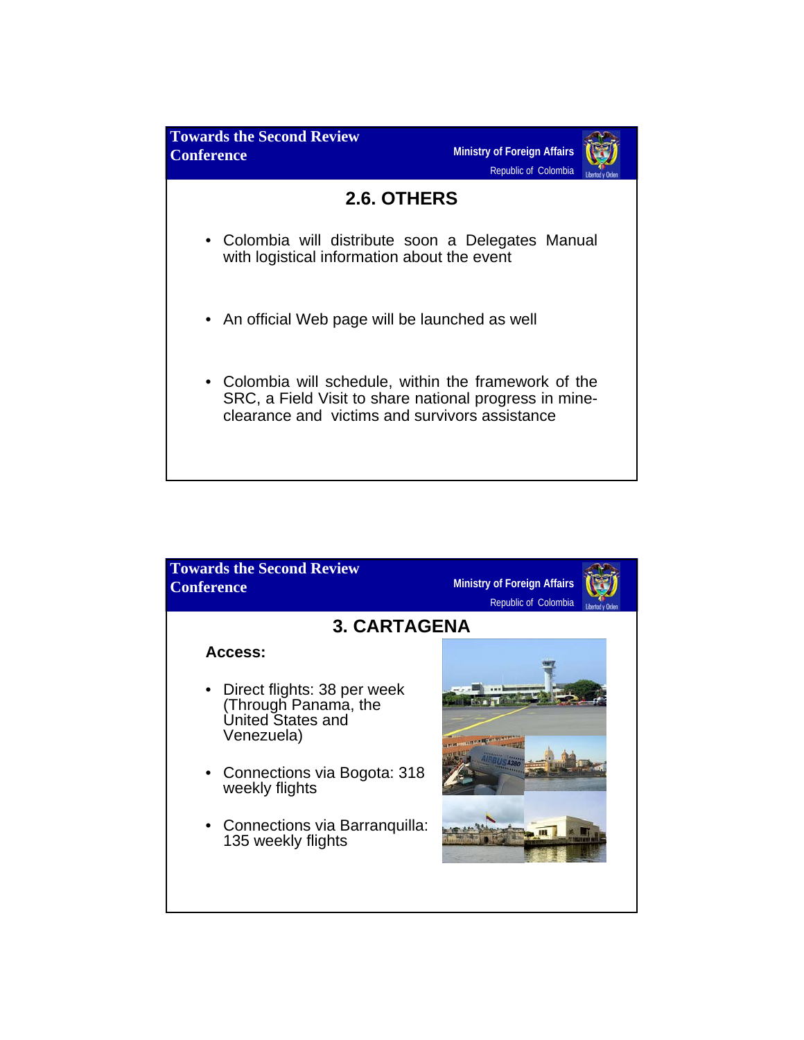## 2.6. OTHERS

- Colombia will distribute soon a Delegates Manual with logistical information about the event
- An official Web page will be launched as well
- Colombia will schedule, within the framework of the SRC, a Field Visit to share national progress in mine-clearance and victims and survivors assistance

## 3. CARTAGENA

**Access:**

- Direct flights: 38 per week (Through Panama, the United States and Venezuela)
- Connections via Bogota: 318 weekly flights
- Connections via Barranquilla: 135 weekly flights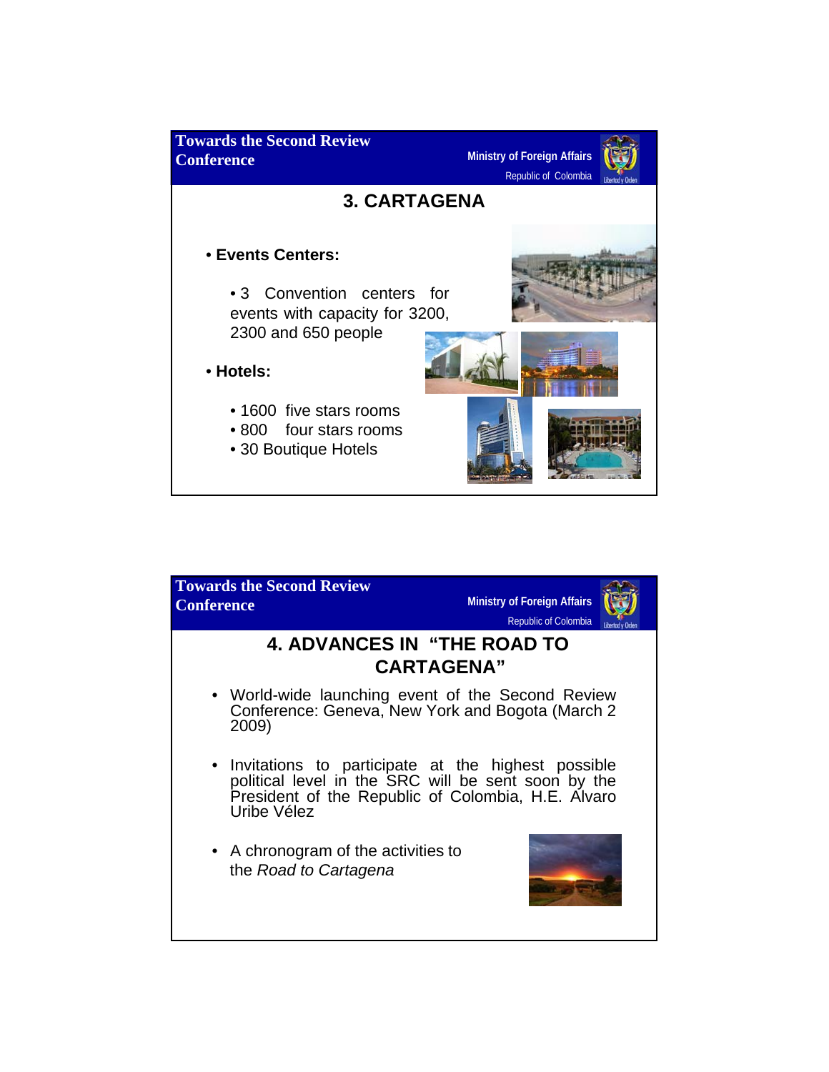## 3. CARTAGENA

- **Events Centers:**
  - 3 Convention centers for events with capacity for 3200, 2300 and 650 people
- **Hotels:**
  - 1600 five stars rooms
  - 800 four stars rooms
  - 30 Boutique Hotels

## 4. ADVANCES IN "THE ROAD TO CARTAGENA"

- World-wide launching event of the Second Review Conference: Geneva, New York and Bogota (March 2 2009)
- Invitations to participate at the highest possible political level in the SRC will be sent soon by the President of the Republic of Colombia, H.E. Alvaro Uribe Vélez
- A chronogram of the activities to the *Road to Cartagena*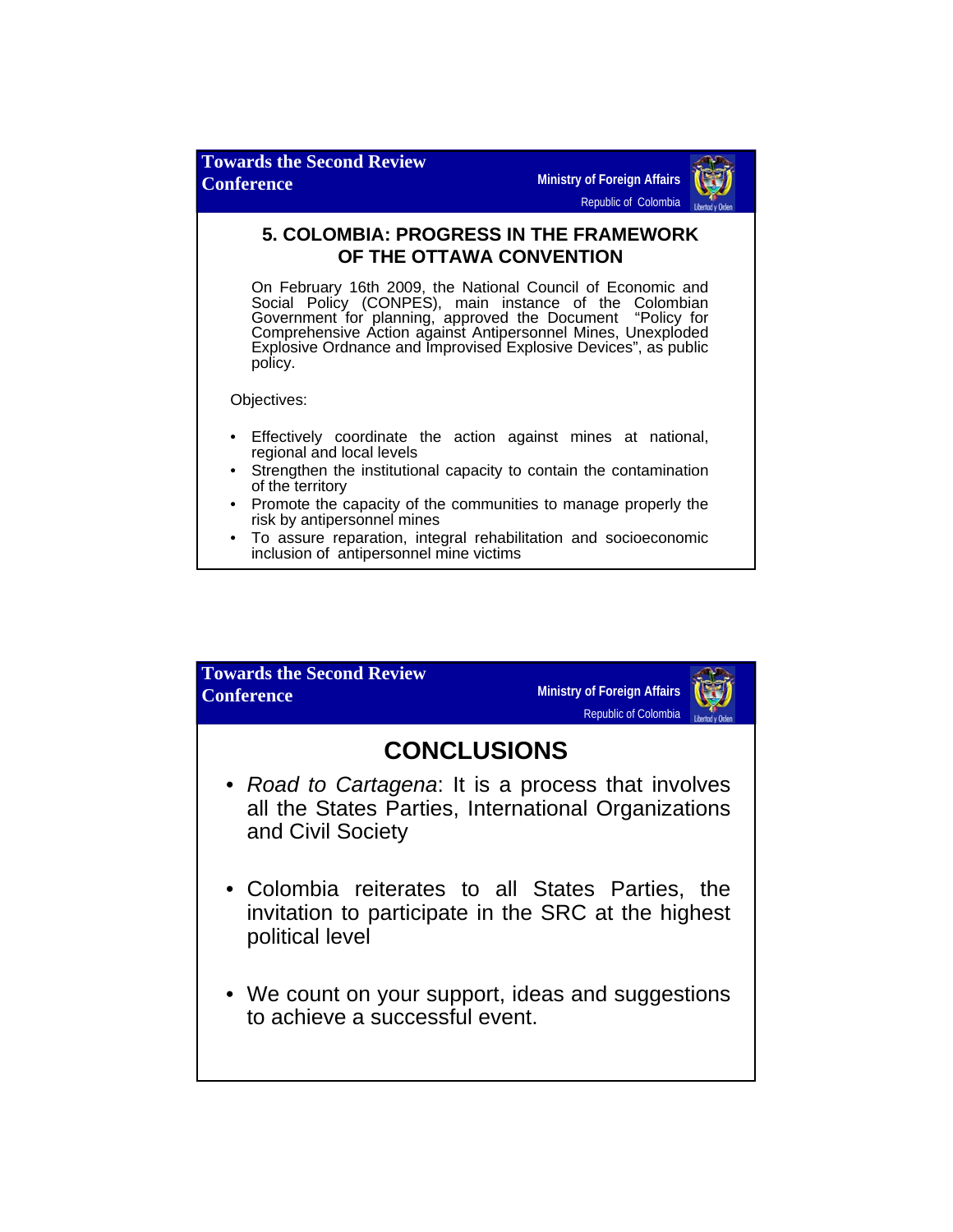## 5. COLOMBIA: PROGRESS IN THE FRAMEWORK OF THE OTTAWA CONVENTION

On February 16th 2009, the National Council of Economic and Social Policy (CONPES), main instance of the Colombian Government for planning, approved the Document "Policy for Comprehensive Action against Antipersonnel Mines, Unexploded Explosive Ordnance and Improvised Explosive Devices", as public policy.

Objectives:

- Effectively coordinate the action against mines at national, regional and local levels
- Strengthen the institutional capacity to contain the contamination of the territory
- Promote the capacity of the communities to manage properly the risk by antipersonnel mines
- To assure reparation, integral rehabilitation and socioeconomic inclusion of antipersonnel mine victims

## CONCLUSIONS

- *Road to Cartagena*: It is a process that involves all the States Parties, International Organizations and Civil Society
- Colombia reiterates to all States Parties, the invitation to participate in the SRC at the highest political level
- We count on your support, ideas and suggestions to achieve a successful event.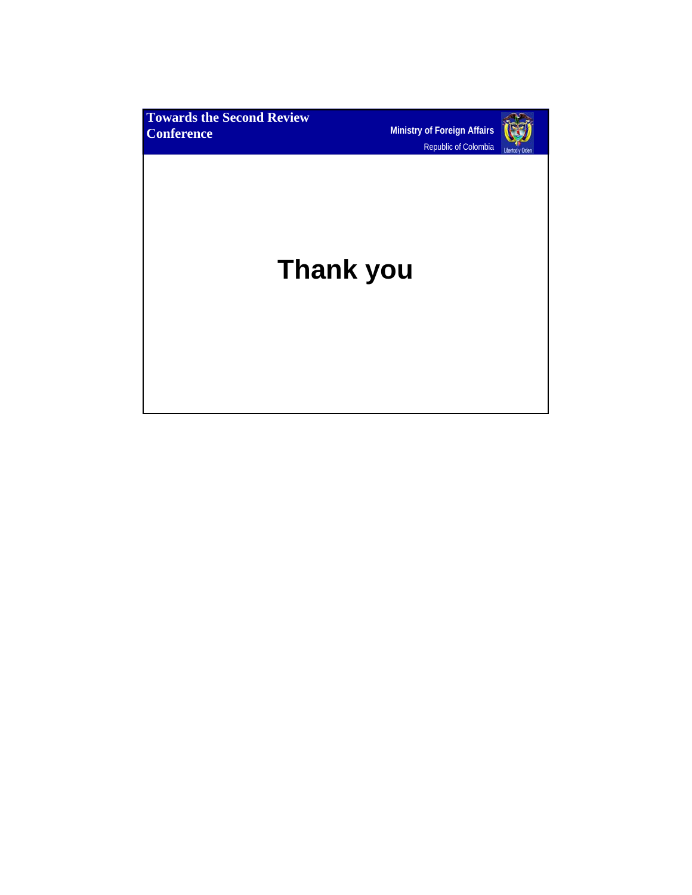Thank you